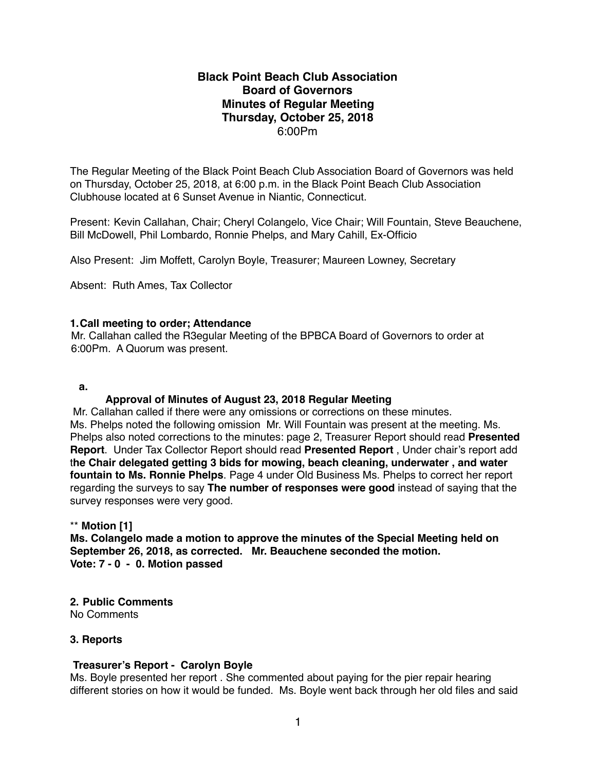# Black Point Beach Club Association
## Board of Governors
## Minutes of Regular Meeting
## Thursday, October 25, 2018
6:00Pm

The Regular Meeting of the Black Point Beach Club Association Board of Governors was held on Thursday, October 25, 2018, at 6:00 p.m. in the Black Point Beach Club Association Clubhouse located at 6 Sunset Avenue in Niantic, Connecticut.

Present: Kevin Callahan, Chair; Cheryl Colangelo, Vice Chair; Will Fountain, Steve Beauchene, Bill McDowell, Phil Lombardo, Ronnie Phelps, and Mary Cahill, Ex-Officio

Also Present: Jim Moffett, Carolyn Boyle, Treasurer; Maureen Lowney, Secretary

Absent: Ruth Ames, Tax Collector

### 1. Call meeting to order; Attendance

Mr. Callahan called the R3egular Meeting of the BPBCA Board of Governors to order at 6:00Pm. A Quorum was present.

**a.**

**Approval of Minutes of August 23, 2018 Regular Meeting**

Mr. Callahan called if there were any omissions or corrections on these minutes. Ms. Phelps noted the following omission Mr. Will Fountain was present at the meeting. Ms. Phelps also noted corrections to the minutes: page 2, Treasurer Report should read **Presented Report**. Under Tax Collector Report should read **Presented Report** , Under chair's report add t**he Chair delegated getting 3 bids for mowing, beach cleaning, underwater , and water fountain to Ms. Ronnie Phelps**. Page 4 under Old Business Ms. Phelps to correct her report regarding the surveys to say **The number of responses were good** instead of saying that the survey responses were very good.

** **Motion [1]**

**Ms. Colangelo made a motion to approve the minutes of the Special Meeting held on September 26, 2018, as corrected. Mr. Beauchene seconded the motion.**
**Vote: 7 - 0 - 0. Motion passed**

### 2. Public Comments

No Comments

### 3. Reports

**Treasurer's Report - Carolyn Boyle**

Ms. Boyle presented her report . She commented about paying for the pier repair hearing different stories on how it would be funded. Ms. Boyle went back through her old files and said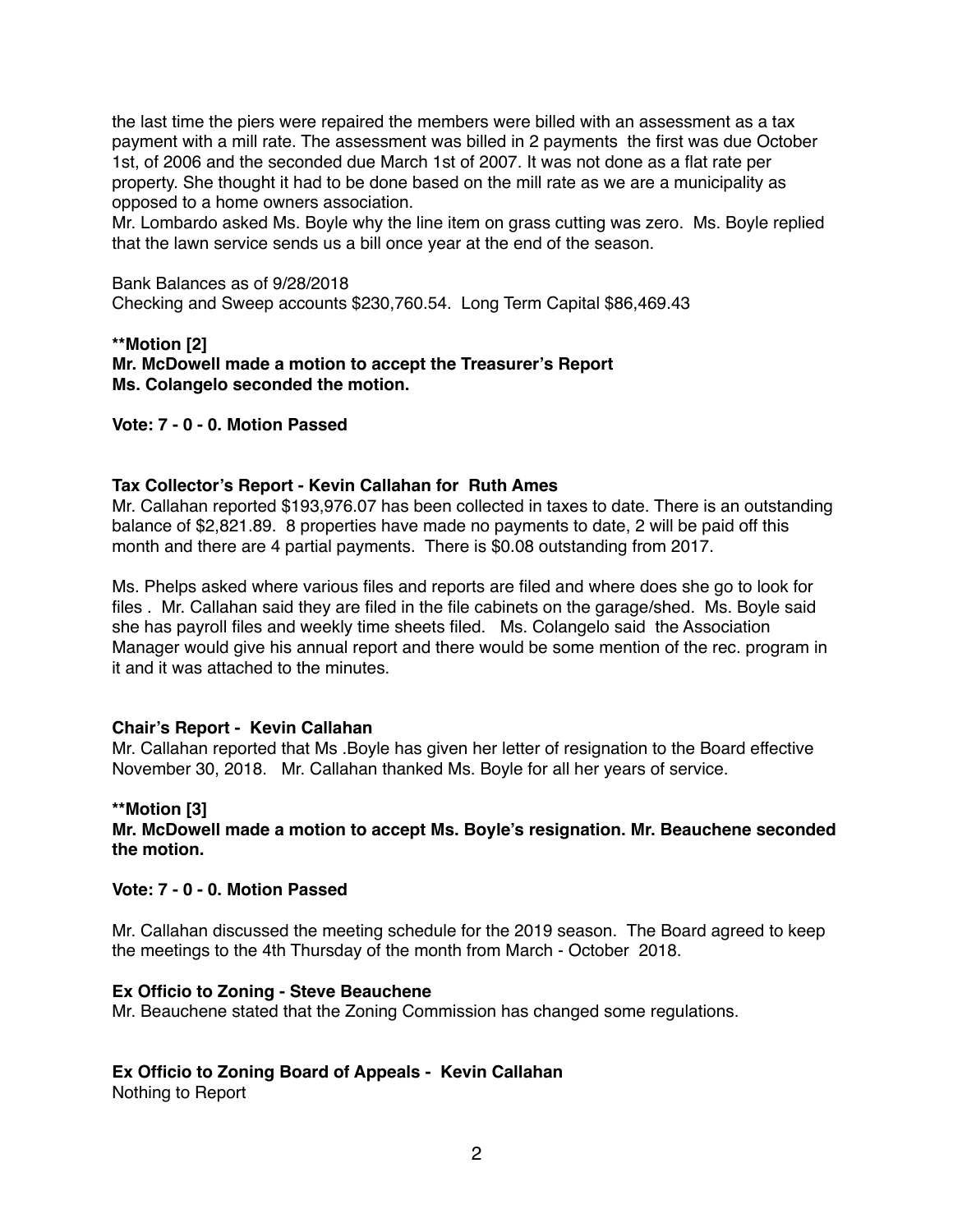the last time the piers were repaired the members were billed with an assessment as a tax payment with a mill rate. The assessment was billed in 2 payments the first was due October 1st, of 2006 and the seconded due March 1st of 2007. It was not done as a flat rate per property. She thought it had to be done based on the mill rate as we are a municipality as opposed to a home owners association.

Mr. Lombardo asked Ms. Boyle why the line item on grass cutting was zero. Ms. Boyle replied that the lawn service sends us a bill once year at the end of the season.

Bank Balances as of 9/28/2018

Checking and Sweep accounts $230,760.54. Long Term Capital $86,469.43

****Motion [2]**
**Mr. McDowell made a motion to accept the Treasurer's Report**
**Ms. Colangelo seconded the motion.**

**Vote: 7 - 0 - 0. Motion Passed**

**Tax Collector's Report - Kevin Callahan for Ruth Ames**

Mr. Callahan reported $193,976.07 has been collected in taxes to date. There is an outstanding balance of $2,821.89. 8 properties have made no payments to date, 2 will be paid off this month and there are 4 partial payments. There is $0.08 outstanding from 2017.

Ms. Phelps asked where various files and reports are filed and where does she go to look for files . Mr. Callahan said they are filed in the file cabinets on the garage/shed. Ms. Boyle said she has payroll files and weekly time sheets filed. Ms. Colangelo said the Association Manager would give his annual report and there would be some mention of the rec. program in it and it was attached to the minutes.

**Chair's Report - Kevin Callahan**

Mr. Callahan reported that Ms .Boyle has given her letter of resignation to the Board effective November 30, 2018. Mr. Callahan thanked Ms. Boyle for all her years of service.

****Motion [3]**
**Mr. McDowell made a motion to accept Ms. Boyle's resignation. Mr. Beauchene seconded the motion.**

**Vote: 7 - 0 - 0. Motion Passed**

Mr. Callahan discussed the meeting schedule for the 2019 season. The Board agreed to keep the meetings to the 4th Thursday of the month from March - October 2018.

**Ex Officio to Zoning - Steve Beauchene**

Mr. Beauchene stated that the Zoning Commission has changed some regulations.

**Ex Officio to Zoning Board of Appeals - Kevin Callahan**

Nothing to Report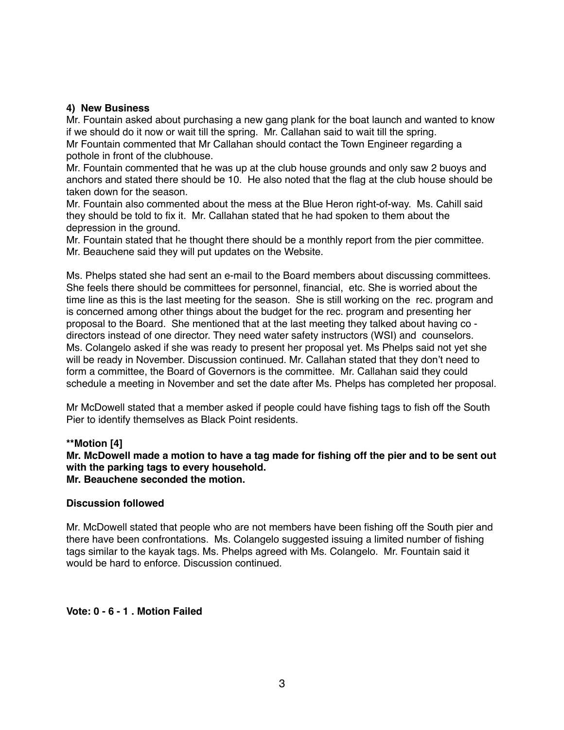**4) New Business**

Mr. Fountain asked about purchasing a new gang plank for the boat launch and wanted to know if we should do it now or wait till the spring. Mr. Callahan said to wait till the spring.
Mr Fountain commented that Mr Callahan should contact the Town Engineer regarding a pothole in front of the clubhouse.
Mr. Fountain commented that he was up at the club house grounds and only saw 2 buoys and anchors and stated there should be 10. He also noted that the flag at the club house should be taken down for the season.
Mr. Fountain also commented about the mess at the Blue Heron right-of-way. Ms. Cahill said they should be told to fix it. Mr. Callahan stated that he had spoken to them about the depression in the ground.
Mr. Fountain stated that he thought there should be a monthly report from the pier committee. Mr. Beauchene said they will put updates on the Website.

Ms. Phelps stated she had sent an e-mail to the Board members about discussing committees. She feels there should be committees for personnel, financial, etc. She is worried about the time line as this is the last meeting for the season. She is still working on the rec. program and is concerned among other things about the budget for the rec. program and presenting her proposal to the Board. She mentioned that at the last meeting they talked about having co - directors instead of one director. They need water safety instructors (WSI) and counselors. Ms. Colangelo asked if she was ready to present her proposal yet. Ms Phelps said not yet she will be ready in November. Discussion continued. Mr. Callahan stated that they don't need to form a committee, the Board of Governors is the committee. Mr. Callahan said they could schedule a meeting in November and set the date after Ms. Phelps has completed her proposal.

Mr McDowell stated that a member asked if people could have fishing tags to fish off the South Pier to identify themselves as Black Point residents.

****Motion [4]**
**Mr. McDowell made a motion to have a tag made for fishing off the pier and to be sent out with the parking tags to every household.**
**Mr. Beauchene seconded the motion.**

**Discussion followed**

Mr. McDowell stated that people who are not members have been fishing off the South pier and there have been confrontations. Ms. Colangelo suggested issuing a limited number of fishing tags similar to the kayak tags. Ms. Phelps agreed with Ms. Colangelo. Mr. Fountain said it would be hard to enforce. Discussion continued.

**Vote: 0 - 6 - 1 . Motion Failed**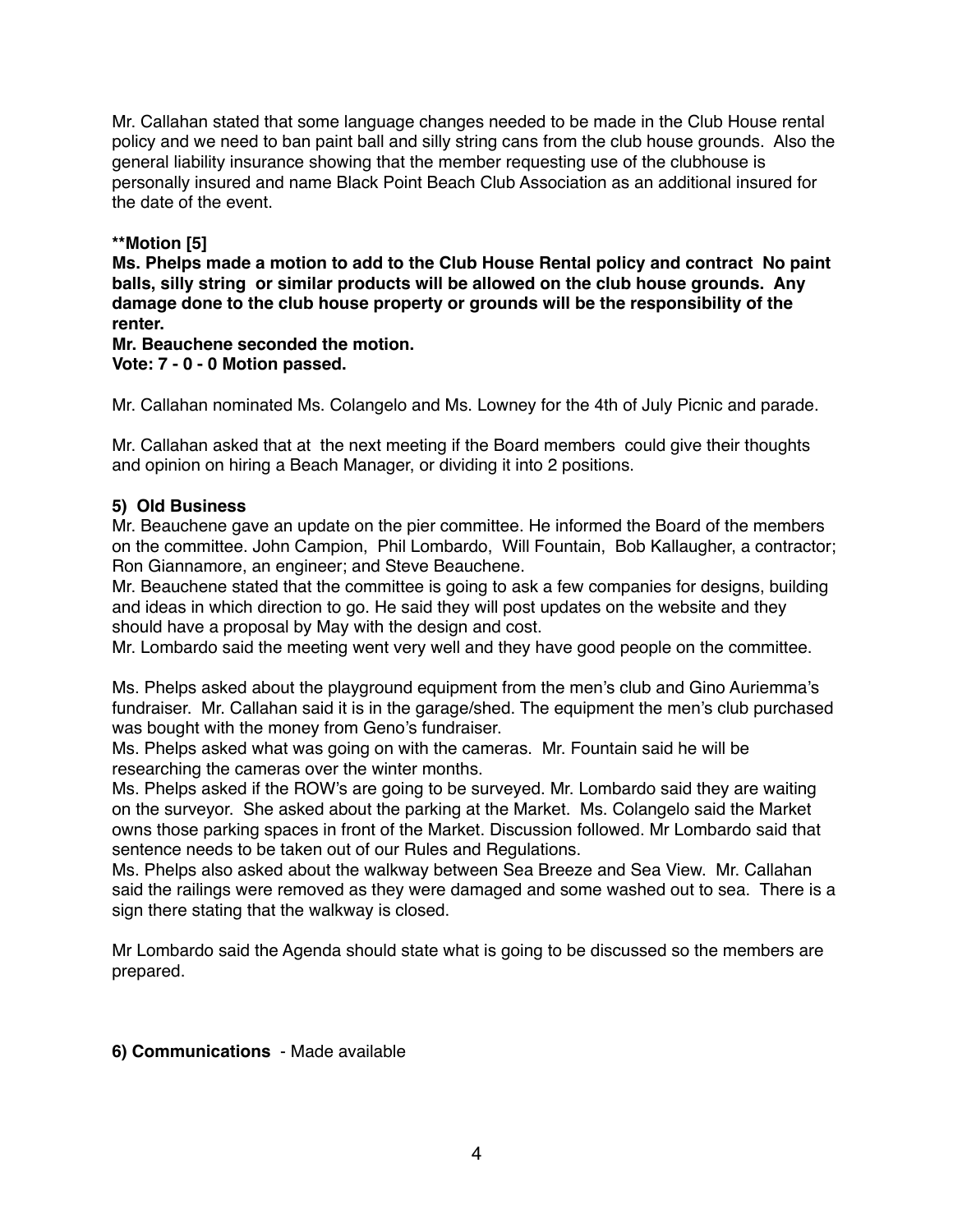Mr. Callahan stated that some language changes needed to be made in the Club House rental policy and we need to ban paint ball and silly string cans from the club house grounds. Also the general liability insurance showing that the member requesting use of the clubhouse is personally insured and name Black Point Beach Club Association as an additional insured for the date of the event.

**\*\*Motion [5]**
**Ms. Phelps made a motion to add to the Club House Rental policy and contract No paint balls, silly string or similar products will be allowed on the club house grounds. Any damage done to the club house property or grounds will be the responsibility of the renter.**
**Mr. Beauchene seconded the motion.**
**Vote: 7 - 0 - 0 Motion passed.**

Mr. Callahan nominated Ms. Colangelo and Ms. Lowney for the 4th of July Picnic and parade.

Mr. Callahan asked that at the next meeting if the Board members could give their thoughts and opinion on hiring a Beach Manager, or dividing it into 2 positions.

**5) Old Business**
Mr. Beauchene gave an update on the pier committee. He informed the Board of the members on the committee. John Campion, Phil Lombardo, Will Fountain, Bob Kallaugher, a contractor; Ron Giannamore, an engineer; and Steve Beauchene.
Mr. Beauchene stated that the committee is going to ask a few companies for designs, building and ideas in which direction to go. He said they will post updates on the website and they should have a proposal by May with the design and cost.
Mr. Lombardo said the meeting went very well and they have good people on the committee.

Ms. Phelps asked about the playground equipment from the men's club and Gino Auriemma's fundraiser. Mr. Callahan said it is in the garage/shed. The equipment the men's club purchased was bought with the money from Geno's fundraiser.
Ms. Phelps asked what was going on with the cameras. Mr. Fountain said he will be researching the cameras over the winter months.
Ms. Phelps asked if the ROW's are going to be surveyed. Mr. Lombardo said they are waiting on the surveyor. She asked about the parking at the Market. Ms. Colangelo said the Market owns those parking spaces in front of the Market. Discussion followed. Mr Lombardo said that sentence needs to be taken out of our Rules and Regulations.
Ms. Phelps also asked about the walkway between Sea Breeze and Sea View. Mr. Callahan said the railings were removed as they were damaged and some washed out to sea. There is a sign there stating that the walkway is closed.

Mr Lombardo said the Agenda should state what is going to be discussed so the members are prepared.

**6) Communications** - Made available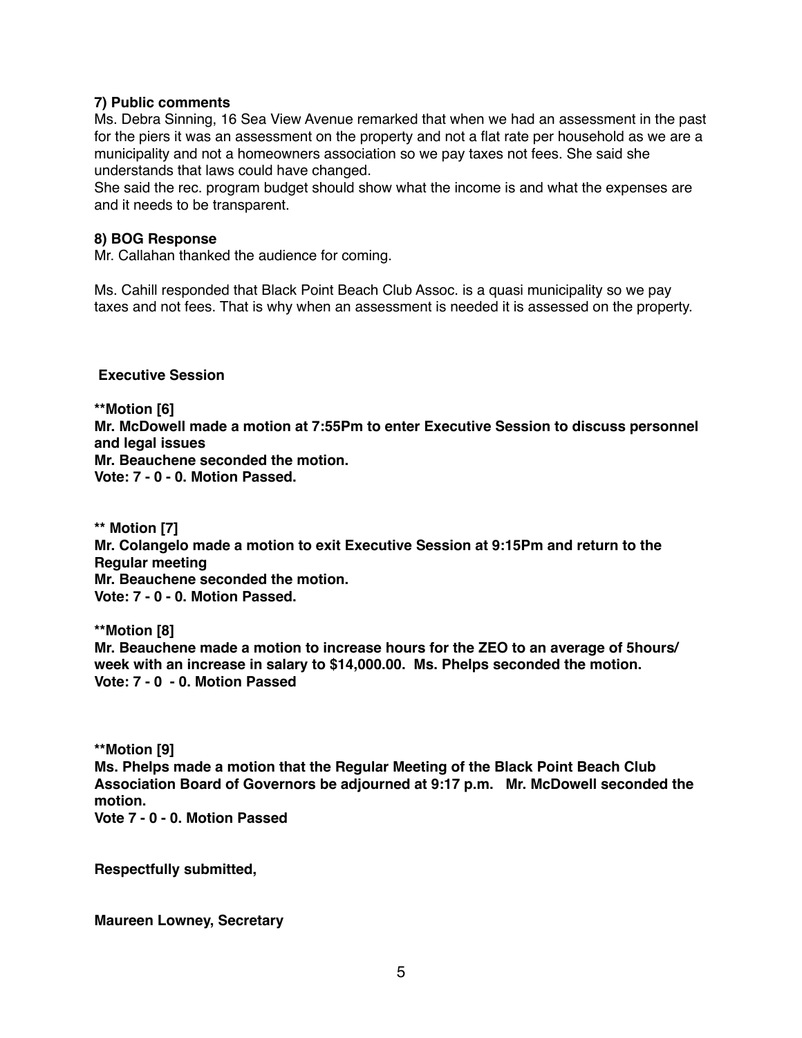**7) Public comments**

Ms. Debra Sinning, 16 Sea View Avenue remarked that when we had an assessment in the past for the piers it was an assessment on the property and not a flat rate per household as we are a municipality and not a homeowners association so we pay taxes not fees. She said she understands that laws could have changed.

She said the rec. program budget should show what the income is and what the expenses are and it needs to be transparent.

**8) BOG Response**

Mr. Callahan thanked the audience for coming.

Ms. Cahill responded that Black Point Beach Club Assoc. is a quasi municipality so we pay taxes and not fees. That is why when an assessment is needed it is assessed on the property.

**Executive Session**

****Motion [6]**
**Mr. McDowell made a motion at 7:55Pm to enter Executive Session to discuss personnel and legal issues**
**Mr. Beauchene seconded the motion.**
**Vote: 7 - 0 - 0. Motion Passed.**

**** Motion [7]**
**Mr. Colangelo made a motion to exit Executive Session at 9:15Pm and return to the Regular meeting**
**Mr. Beauchene seconded the motion.**
**Vote: 7 - 0 - 0. Motion Passed.**

****Motion [8]**
**Mr. Beauchene made a motion to increase hours for the ZEO to an average of 5hours/ week with an increase in salary to $14,000.00. Ms. Phelps seconded the motion.**
**Vote: 7 - 0 - 0. Motion Passed**

****Motion [9]**
**Ms. Phelps made a motion that the Regular Meeting of the Black Point Beach Club Association Board of Governors be adjourned at 9:17 p.m. Mr. McDowell seconded the motion.**
**Vote 7 - 0 - 0. Motion Passed**

**Respectfully submitted,**

**Maureen Lowney, Secretary**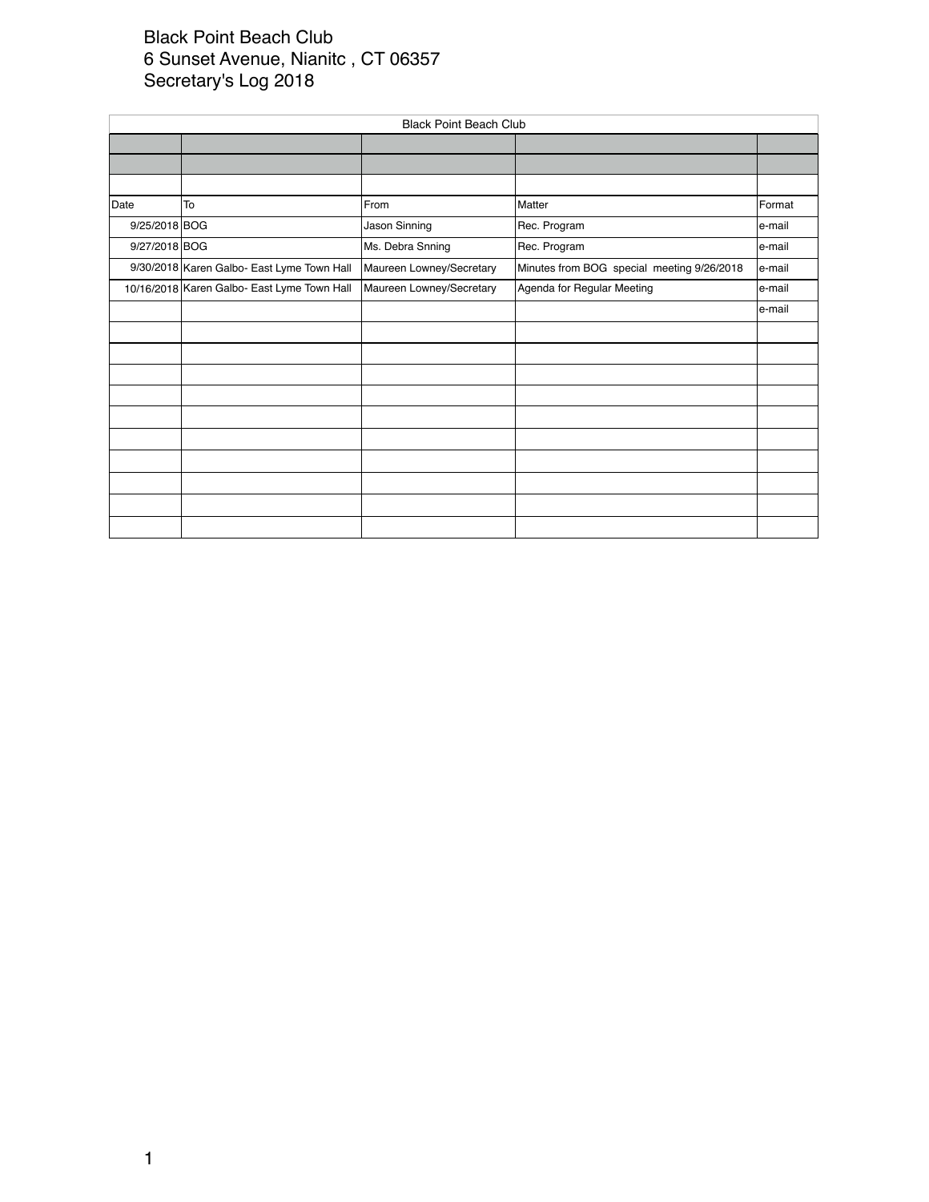Black Point Beach Club
6 Sunset Avenue, Nianitc , CT 06357
Secretary's Log 2018

| Black Point Beach Club | | | | |
|---|---|---|---|---|
| | | | | |
| | | | | |
| | | | | |
| Date | To | From | Matter | Format |
| 9/25/2018 | BOG | Jason Sinning | Rec. Program | e-mail |
| 9/27/2018 | BOG | Ms. Debra Snning | Rec. Program | e-mail |
| 9/30/2018 | Karen Galbo- East Lyme Town Hall | Maureen Lowney/Secretary | Minutes from BOG special meeting 9/26/2018 | e-mail |
| 10/16/2018 | Karen Galbo- East Lyme Town Hall | Maureen Lowney/Secretary | Agenda for Regular Meeting | e-mail |
| | | | | e-mail |
| | | | | |
| | | | | |
| | | | | |
| | | | | |
| | | | | |
| | | | | |
| | | | | |
| | | | | |
| | | | | |
| | | | | |